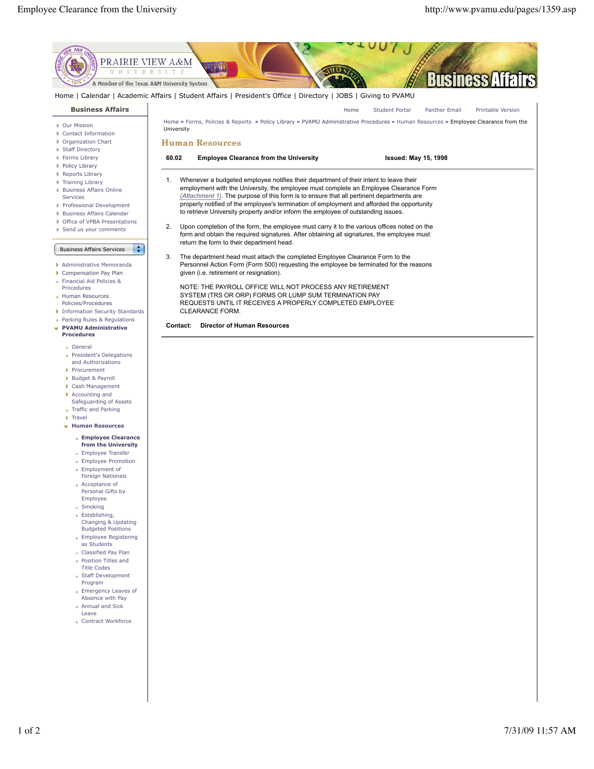Home | Calendar | Academic Affairs | Student Affairs | President's Office | Directory | JOBS | Giving to PVAMU

**Business Affairs**

- Our Mission
- Contact Information
- Organization Chart
- Staff Directory
- Forms Library
- Policy Library
- Reports Library
- Training Library
- Business Affairs Online Services
- Professional Development
- Business Affairs Calendar
- Office of VPBA Presentations
- Send us your comments

Business Affairs Services

- Administrative Memoranda
- Compensation Pay Plan
- Financial Aid Policies & Procedures
- Human Resources Policies/Procedures
- Information Security Standards
- Parking Rules & Regulations
- **PVAMU Administrative Procedures**
  - General
  - President's Delegations and Authorizations
  - Procurement
  - Budget & Payroll
  - Cash Management
  - Accounting and Safeguarding of Assets
  - Traffic and Parking
  - Travel
  - **Human Resources**
    - **Employee Clearance from the University**
    - Employee Transfer
    - Employee Promotion
    - Employment of Foreign Nationals
    - Acceptance of Personal Gifts by Employee
    - Smoking
    - Establishing, Changing & Updating Budgeted Positions
    - Employee Registering as Students
    - Classified Pay Plan
    - Position Titles and Title Codes
    - Staff Development Program
    - Emergency Leaves of Absence with Pay
    - Annual and Sick Leave
    - Contract Workforce

Home | Student Portal | Panther Email | Printable Version

Home » Forms, Policies & Reports » Policy Library » PVAMU Administrative Procedures » Human Resources » Employee Clearance from the University

## Human Resources

| 60.02 | Employee Clearance from the University | Issued: May 15, 1998 |
|---|---|---|

1. Whenever a budgeted employee notifies their department of their intent to leave their employment with the University, the employee must complete an Employee Clearance Form *(Attachment 1)*. The purpose of this form is to ensure that all pertinent departments are properly notified of the employee's termination of employment and afforded the opportunity to retrieve University property and/or inform the employee of outstanding issues.

2. Upon completion of the form, the employee must carry it to the various offices noted on the form and obtain the required signatures. After obtaining all signatures, the employee must return the form to their department head.

3. The department head must attach the completed Employee Clearance Form to the Personnel Action Form (Form 500) requesting the employee be terminated for the reasons given (i.e. retirement or resignation).

   NOTE: THE PAYROLL OFFICE WILL NOT PROCESS ANY RETIREMENT SYSTEM (TRS OR ORP) FORMS OR LUMP SUM TERMINATION PAY REQUESTS UNTIL IT RECEIVES A PROPERLY COMPLETED EMPLOYEE CLEARANCE FORM.

**Contact: Director of Human Resources**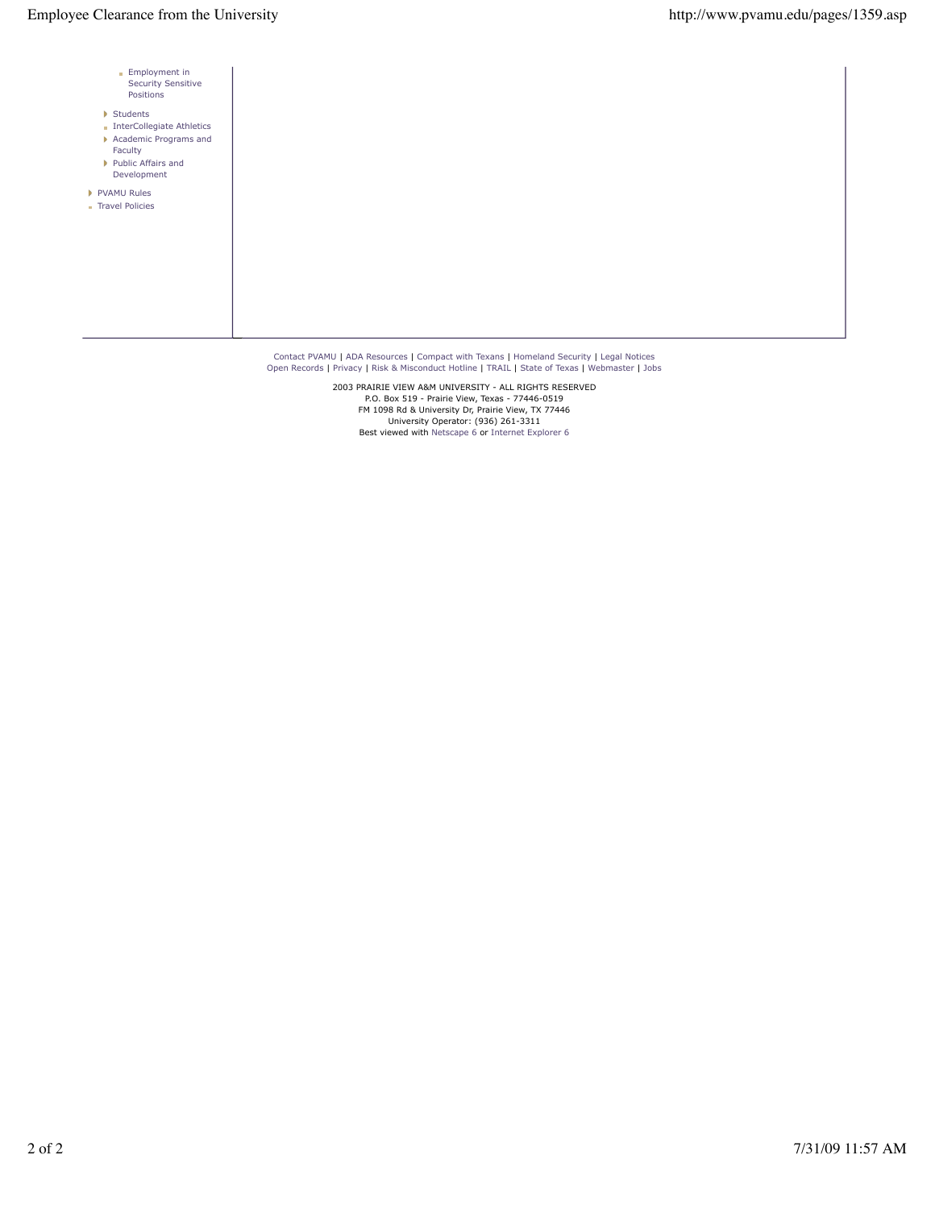- Employment in Security Sensitive Positions
- Students
- InterCollegiate Athletics
- Academic Programs and Faculty
- Public Affairs and Development

- PVAMU Rules
- Travel Policies

Contact PVAMU | ADA Resources | Compact with Texans | Homeland Security | Legal Notices
Open Records | Privacy | Risk & Misconduct Hotline | TRAIL | State of Texas | Webmaster | Jobs

2003 PRAIRIE VIEW A&M UNIVERSITY - ALL RIGHTS RESERVED
P.O. Box 519 - Prairie View, Texas - 77446-0519
FM 1098 Rd & University Dr, Prairie View, TX 77446
University Operator: (936) 261-3311
Best viewed with Netscape 6 or Internet Explorer 6